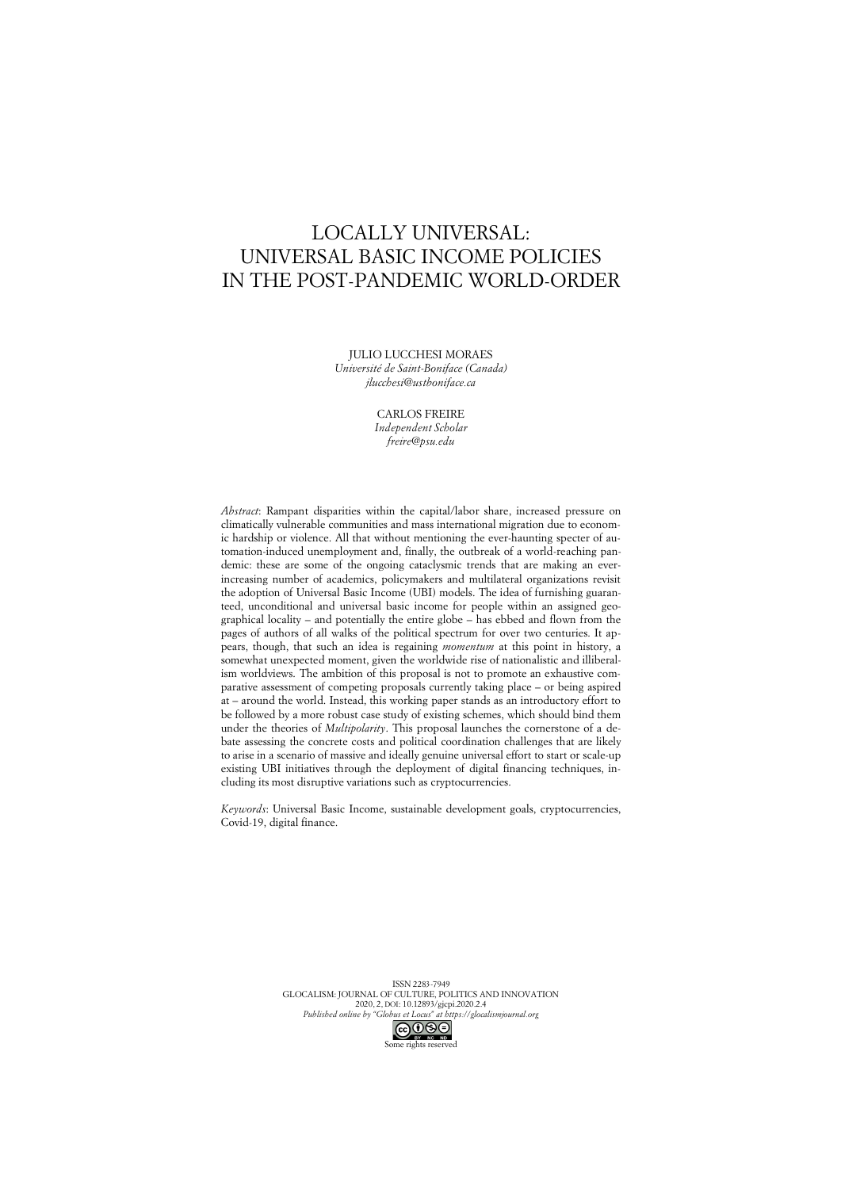# LOCALLY UNIVERSAL: UNIVERSAL BASIC INCOME POLICIES IN THE POST-PANDEMIC WORLD-ORDER

JULIO LUCCHESI MORAES
*Université de Saint-Boniface (Canada)*
*jlucchesi@ustboniface.ca*

CARLOS FREIRE
*Independent Scholar*
*freire@psu.edu*

*Abstract*: Rampant disparities within the capital/labor share, increased pressure on climatically vulnerable communities and mass international migration due to economic hardship or violence. All that without mentioning the ever-haunting specter of automation-induced unemployment and, finally, the outbreak of a world-reaching pandemic: these are some of the ongoing cataclysmic trends that are making an ever-increasing number of academics, policymakers and multilateral organizations revisit the adoption of Universal Basic Income (UBI) models. The idea of furnishing guaranteed, unconditional and universal basic income for people within an assigned geographical locality – and potentially the entire globe – has ebbed and flown from the pages of authors of all walks of the political spectrum for over two centuries. It appears, though, that such an idea is regaining *momentum* at this point in history, a somewhat unexpected moment, given the worldwide rise of nationalistic and illiberalism worldviews. The ambition of this proposal is not to promote an exhaustive comparative assessment of competing proposals currently taking place – or being aspired at – around the world. Instead, this working paper stands as an introductory effort to be followed by a more robust case study of existing schemes, which should bind them under the theories of *Multipolarity*. This proposal launches the cornerstone of a debate assessing the concrete costs and political coordination challenges that are likely to arise in a scenario of massive and ideally genuine universal effort to start or scale-up existing UBI initiatives through the deployment of digital financing techniques, including its most disruptive variations such as cryptocurrencies.

*Keywords*: Universal Basic Income, sustainable development goals, cryptocurrencies, Covid-19, digital finance.

ISSN 2283-7949
GLOCALISM: JOURNAL OF CULTURE, POLITICS AND INNOVATION
2020, 2, DOI: 10.12893/gjcpi.2020.2.4
*Published online by "Globus et Locus" at https://glocalismjournal.org*
Some rights reserved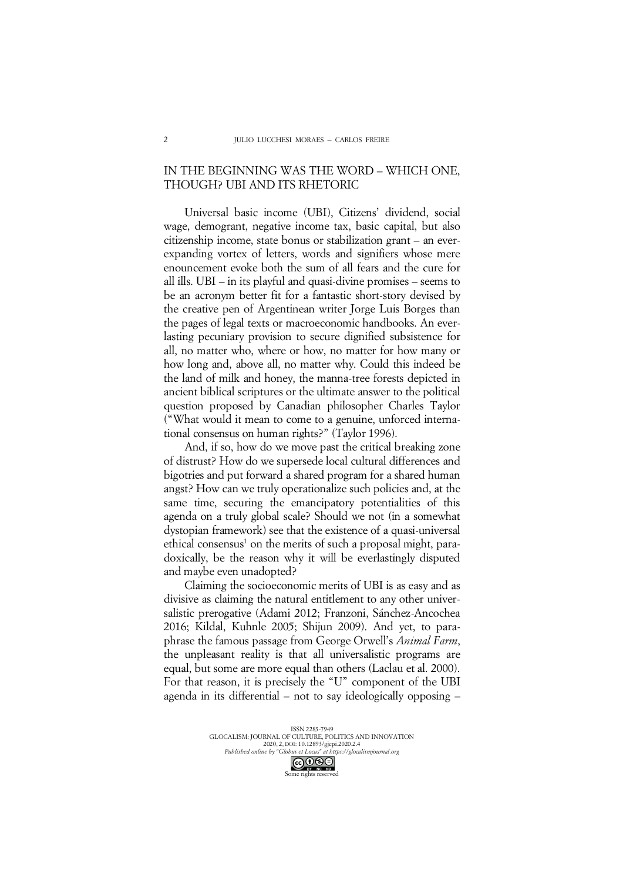## IN THE BEGINNING WAS THE WORD – WHICH ONE, THOUGH? UBI AND ITS RHETORIC

Universal basic income (UBI), Citizens' dividend, social wage, demogrant, negative income tax, basic capital, but also citizenship income, state bonus or stabilization grant – an ever-expanding vortex of letters, words and signifiers whose mere enouncement evoke both the sum of all fears and the cure for all ills. UBI – in its playful and quasi-divine promises – seems to be an acronym better fit for a fantastic short-story devised by the creative pen of Argentinean writer Jorge Luis Borges than the pages of legal texts or macroeconomic handbooks. An everlasting pecuniary provision to secure dignified subsistence for all, no matter who, where or how, no matter for how many or how long and, above all, no matter why. Could this indeed be the land of milk and honey, the manna-tree forests depicted in ancient biblical scriptures or the ultimate answer to the political question proposed by Canadian philosopher Charles Taylor ("What would it mean to come to a genuine, unforced international consensus on human rights?" (Taylor 1996).

And, if so, how do we move past the critical breaking zone of distrust? How do we supersede local cultural differences and bigotries and put forward a shared program for a shared human angst? How can we truly operationalize such policies and, at the same time, securing the emancipatory potentialities of this agenda on a truly global scale? Should we not (in a somewhat dystopian framework) see that the existence of a quasi-universal ethical consensus[1] on the merits of such a proposal might, paradoxically, be the reason why it will be everlastingly disputed and maybe even unadopted?

Claiming the socioeconomic merits of UBI is as easy and as divisive as claiming the natural entitlement to any other universalistic prerogative (Adami 2012; Franzoni, Sánchez-Ancochea 2016; Kildal, Kuhnle 2005; Shijun 2009). And yet, to paraphrase the famous passage from George Orwell's *Animal Farm*, the unpleasant reality is that all universalistic programs are equal, but some are more equal than others (Laclau et al. 2000). For that reason, it is precisely the "U" component of the UBI agenda in its differential – not to say ideologically opposing –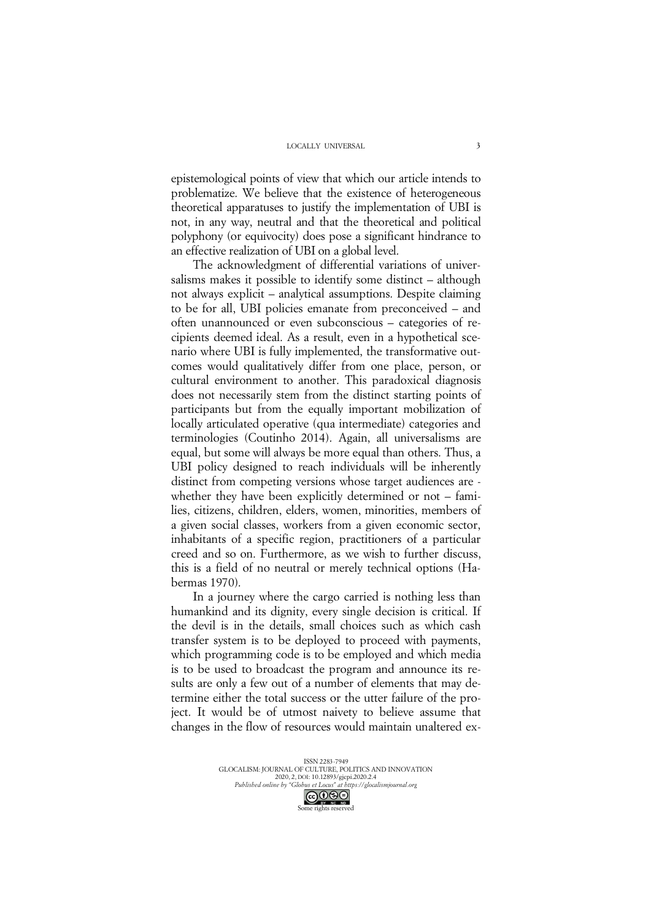epistemological points of view that which our article intends to problematize. We believe that the existence of heterogeneous theoretical apparatuses to justify the implementation of UBI is not, in any way, neutral and that the theoretical and political polyphony (or equivocity) does pose a significant hindrance to an effective realization of UBI on a global level.

The acknowledgment of differential variations of universalisms makes it possible to identify some distinct – although not always explicit – analytical assumptions. Despite claiming to be for all, UBI policies emanate from preconceived – and often unannounced or even subconscious – categories of recipients deemed ideal. As a result, even in a hypothetical scenario where UBI is fully implemented, the transformative outcomes would qualitatively differ from one place, person, or cultural environment to another. This paradoxical diagnosis does not necessarily stem from the distinct starting points of participants but from the equally important mobilization of locally articulated operative (qua intermediate) categories and terminologies (Coutinho 2014). Again, all universalisms are equal, but some will always be more equal than others. Thus, a UBI policy designed to reach individuals will be inherently distinct from competing versions whose target audiences are - whether they have been explicitly determined or not – families, citizens, children, elders, women, minorities, members of a given social classes, workers from a given economic sector, inhabitants of a specific region, practitioners of a particular creed and so on. Furthermore, as we wish to further discuss, this is a field of no neutral or merely technical options (Habermas 1970).

In a journey where the cargo carried is nothing less than humankind and its dignity, every single decision is critical. If the devil is in the details, small choices such as which cash transfer system is to be deployed to proceed with payments, which programming code is to be employed and which media is to be used to broadcast the program and announce its results are only a few out of a number of elements that may determine either the total success or the utter failure of the project. It would be of utmost naivety to believe assume that changes in the flow of resources would maintain unaltered ex-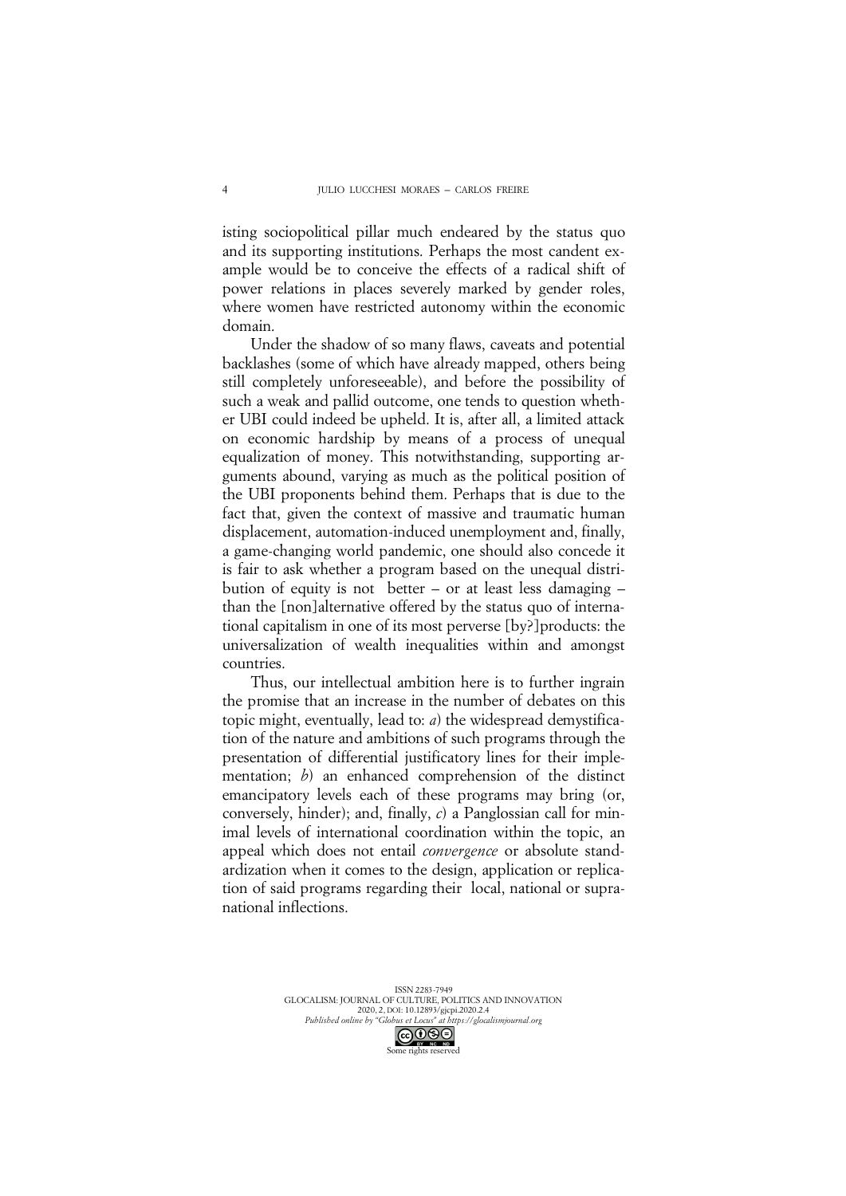isting sociopolitical pillar much endeared by the status quo and its supporting institutions. Perhaps the most candent example would be to conceive the effects of a radical shift of power relations in places severely marked by gender roles, where women have restricted autonomy within the economic domain.

Under the shadow of so many flaws, caveats and potential backlashes (some of which have already mapped, others being still completely unforeseeable), and before the possibility of such a weak and pallid outcome, one tends to question whether UBI could indeed be upheld. It is, after all, a limited attack on economic hardship by means of a process of unequal equalization of money. This notwithstanding, supporting arguments abound, varying as much as the political position of the UBI proponents behind them. Perhaps that is due to the fact that, given the context of massive and traumatic human displacement, automation-induced unemployment and, finally, a game-changing world pandemic, one should also concede it is fair to ask whether a program based on the unequal distribution of equity is not better – or at least less damaging – than the [non]alternative offered by the status quo of international capitalism in one of its most perverse [by?]products: the universalization of wealth inequalities within and amongst countries.

Thus, our intellectual ambition here is to further ingrain the promise that an increase in the number of debates on this topic might, eventually, lead to: *a*) the widespread demystification of the nature and ambitions of such programs through the presentation of differential justificatory lines for their implementation; *b*) an enhanced comprehension of the distinct emancipatory levels each of these programs may bring (or, conversely, hinder); and, finally, *c*) a Panglossian call for minimal levels of international coordination within the topic, an appeal which does not entail *convergence* or absolute standardization when it comes to the design, application or replication of said programs regarding their local, national or supranational inflections.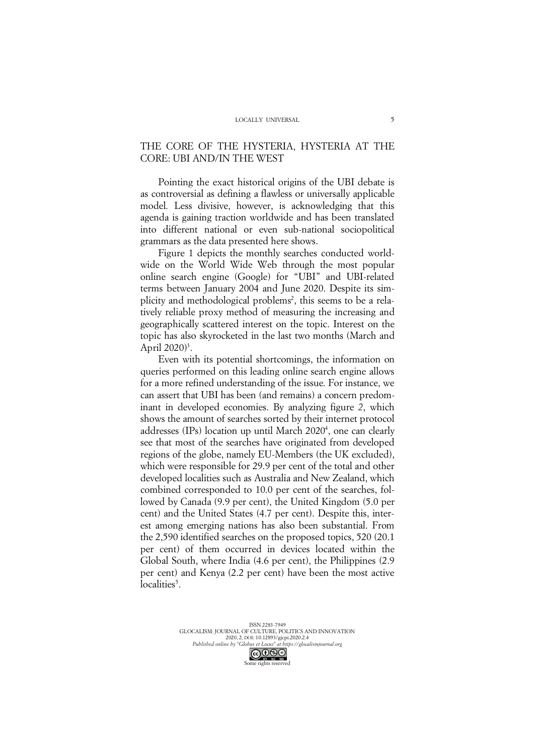## THE CORE OF THE HYSTERIA, HYSTERIA AT THE CORE: UBI AND/IN THE WEST

Pointing the exact historical origins of the UBI debate is as controversial as defining a flawless or universally applicable model. Less divisive, however, is acknowledging that this agenda is gaining traction worldwide and has been translated into different national or even sub-national sociopolitical grammars as the data presented here shows.

Figure 1 depicts the monthly searches conducted worldwide on the World Wide Web through the most popular online search engine (Google) for "UBI" and UBI-related terms between January 2004 and June 2020. Despite its simplicity and methodological problems[2], this seems to be a relatively reliable proxy method of measuring the increasing and geographically scattered interest on the topic. Interest on the topic has also skyrocketed in the last two months (March and April 2020)[3].

Even with its potential shortcomings, the information on queries performed on this leading online search engine allows for a more refined understanding of the issue. For instance, we can assert that UBI has been (and remains) a concern predominant in developed economies. By analyzing figure *2*, which shows the amount of searches sorted by their internet protocol addresses (IPs) location up until March 2020[4], one can clearly see that most of the searches have originated from developed regions of the globe, namely EU-Members (the UK excluded), which were responsible for 29.9 per cent of the total and other developed localities such as Australia and New Zealand, which combined corresponded to 10.0 per cent of the searches, followed by Canada (9.9 per cent), the United Kingdom (5.0 per cent) and the United States (4.7 per cent). Despite this, interest among emerging nations has also been substantial. From the 2,590 identified searches on the proposed topics, 520 (20.1 per cent) of them occurred in devices located within the Global South, where India (4.6 per cent), the Philippines (2.9 per cent) and Kenya (2.2 per cent) have been the most active localities[5].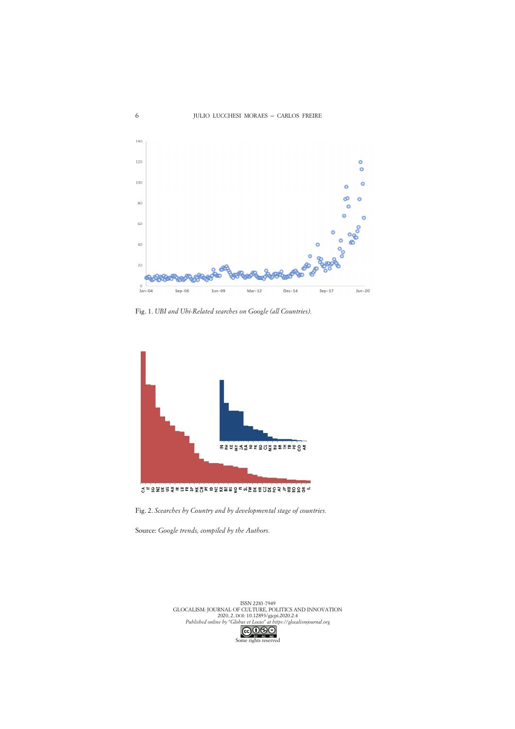Fig. 1. *UBI and Ubi-Related searches on Google (all Countries).*

Fig. 2. *Scearches by Country and by developmental stage of countries.*

Source: *Google trends, compiled by the Authors.*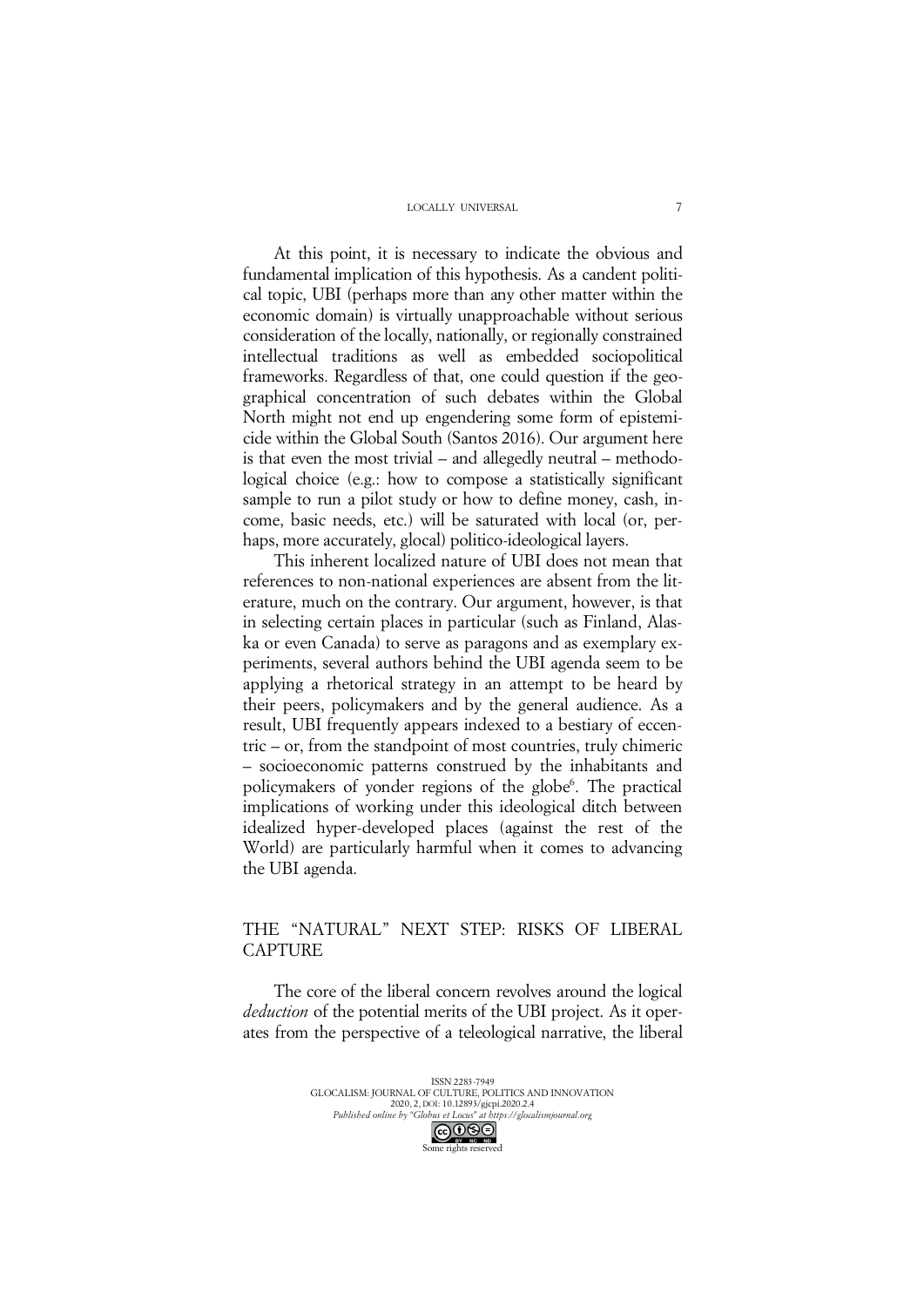At this point, it is necessary to indicate the obvious and fundamental implication of this hypothesis. As a candent political topic, UBI (perhaps more than any other matter within the economic domain) is virtually unapproachable without serious consideration of the locally, nationally, or regionally constrained intellectual traditions as well as embedded sociopolitical frameworks. Regardless of that, one could question if the geographical concentration of such debates within the Global North might not end up engendering some form of epistemicide within the Global South (Santos 2016). Our argument here is that even the most trivial – and allegedly neutral – methodological choice (e.g.: how to compose a statistically significant sample to run a pilot study or how to define money, cash, income, basic needs, etc.) will be saturated with local (or, perhaps, more accurately, glocal) politico-ideological layers.

This inherent localized nature of UBI does not mean that references to non-national experiences are absent from the literature, much on the contrary. Our argument, however, is that in selecting certain places in particular (such as Finland, Alaska or even Canada) to serve as paragons and as exemplary experiments, several authors behind the UBI agenda seem to be applying a rhetorical strategy in an attempt to be heard by their peers, policymakers and by the general audience. As a result, UBI frequently appears indexed to a bestiary of eccentric – or, from the standpoint of most countries, truly chimeric – socioeconomic patterns construed by the inhabitants and policymakers of yonder regions of the globe[6]. The practical implications of working under this ideological ditch between idealized hyper-developed places (against the rest of the World) are particularly harmful when it comes to advancing the UBI agenda.

## THE "NATURAL" NEXT STEP: RISKS OF LIBERAL CAPTURE

The core of the liberal concern revolves around the logical *deduction* of the potential merits of the UBI project. As it operates from the perspective of a teleological narrative, the liberal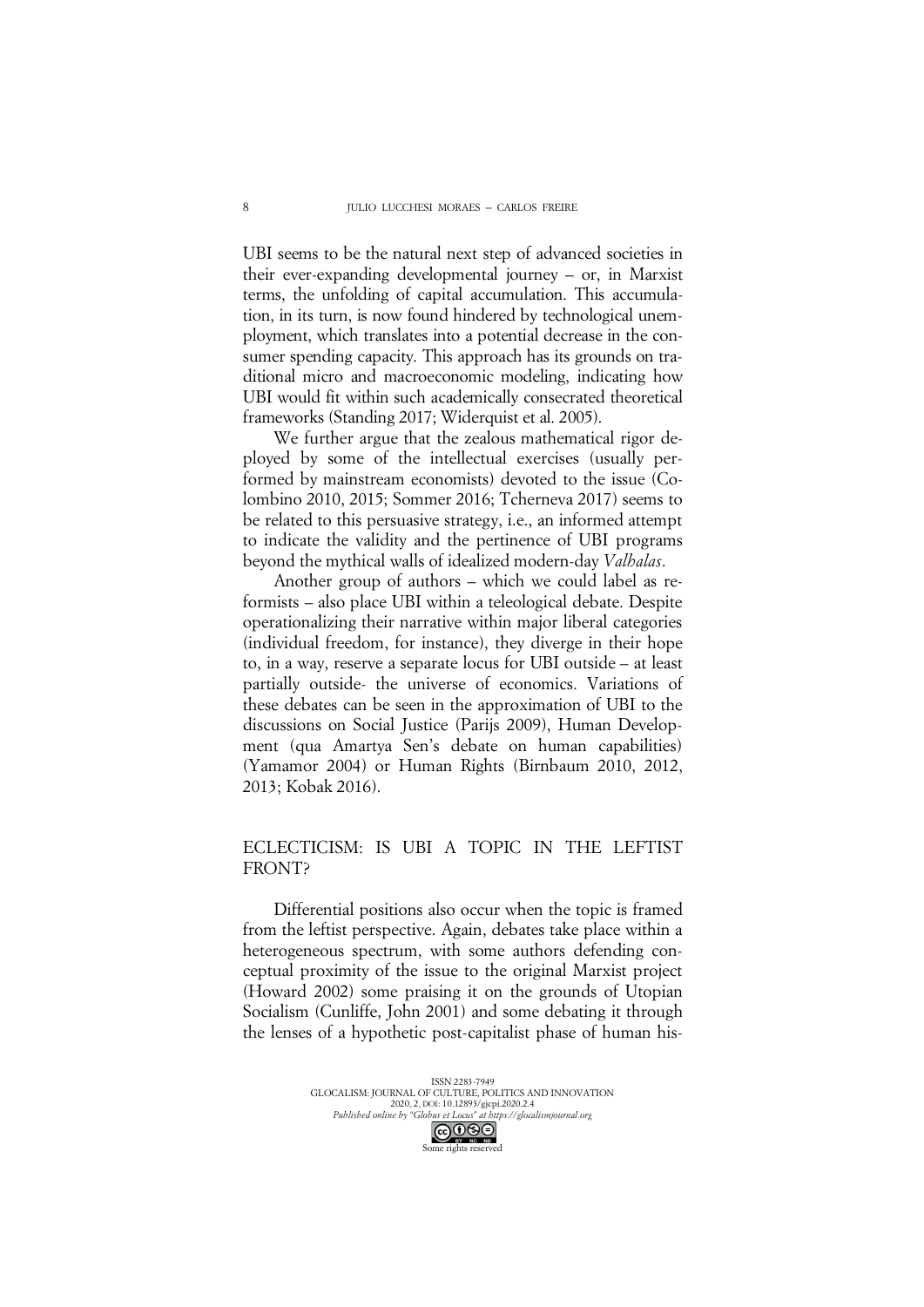UBI seems to be the natural next step of advanced societies in their ever-expanding developmental journey – or, in Marxist terms, the unfolding of capital accumulation. This accumulation, in its turn, is now found hindered by technological unemployment, which translates into a potential decrease in the consumer spending capacity. This approach has its grounds on traditional micro and macroeconomic modeling, indicating how UBI would fit within such academically consecrated theoretical frameworks (Standing 2017; Widerquist et al. 2005).

We further argue that the zealous mathematical rigor deployed by some of the intellectual exercises (usually performed by mainstream economists) devoted to the issue (Colombino 2010, 2015; Sommer 2016; Tcherneva 2017) seems to be related to this persuasive strategy, i.e., an informed attempt to indicate the validity and the pertinence of UBI programs beyond the mythical walls of idealized modern-day *Valhalas*.

Another group of authors – which we could label as reformists – also place UBI within a teleological debate. Despite operationalizing their narrative within major liberal categories (individual freedom, for instance), they diverge in their hope to, in a way, reserve a separate locus for UBI outside – at least partially outside- the universe of economics. Variations of these debates can be seen in the approximation of UBI to the discussions on Social Justice (Parijs 2009), Human Development (qua Amartya Sen's debate on human capabilities) (Yamamor 2004) or Human Rights (Birnbaum 2010, 2012, 2013; Kobak 2016).

## ECLECTICISM: IS UBI A TOPIC IN THE LEFTIST FRONT?

Differential positions also occur when the topic is framed from the leftist perspective. Again, debates take place within a heterogeneous spectrum, with some authors defending conceptual proximity of the issue to the original Marxist project (Howard 2002) some praising it on the grounds of Utopian Socialism (Cunliffe, John 2001) and some debating it through the lenses of a hypothetic post-capitalist phase of human his-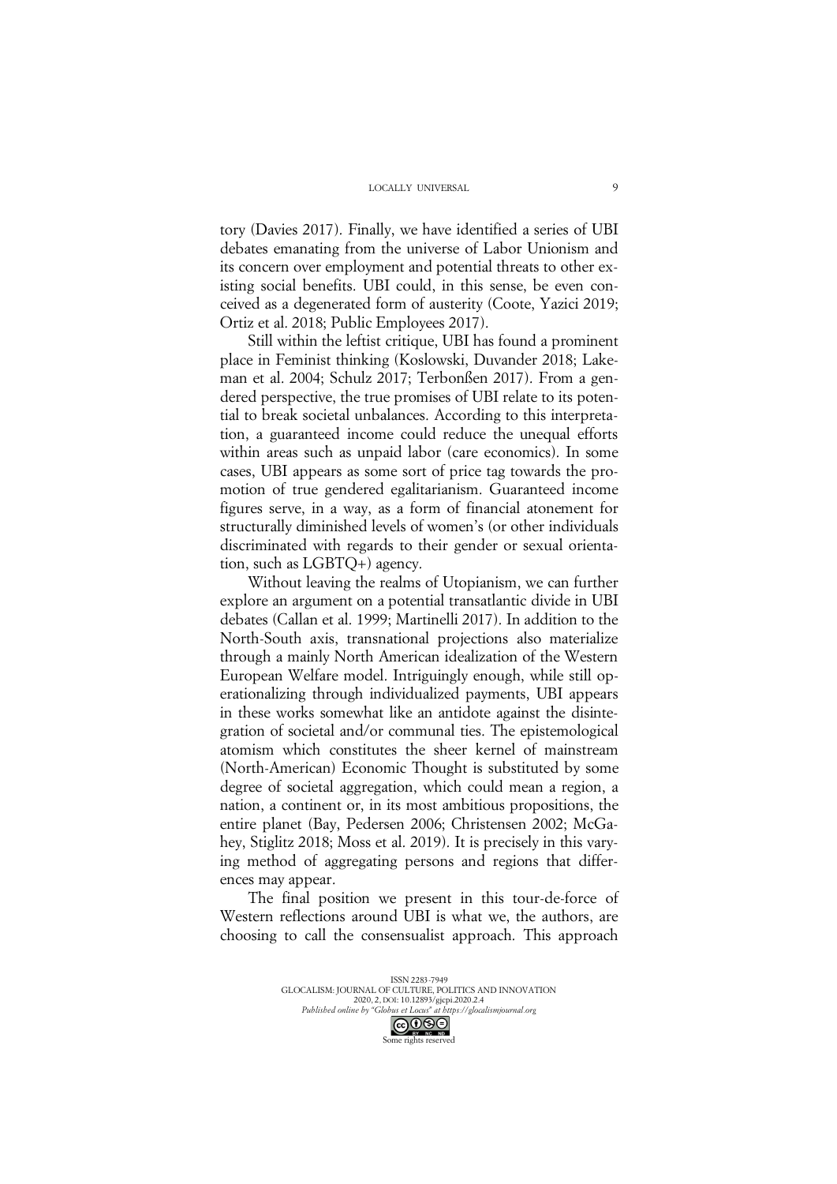tory (Davies 2017). Finally, we have identified a series of UBI debates emanating from the universe of Labor Unionism and its concern over employment and potential threats to other existing social benefits. UBI could, in this sense, be even conceived as a degenerated form of austerity (Coote, Yazici 2019; Ortiz et al. 2018; Public Employees 2017).

Still within the leftist critique, UBI has found a prominent place in Feminist thinking (Koslowski, Duvander 2018; Lakeman et al. 2004; Schulz 2017; Terbonßen 2017). From a gendered perspective, the true promises of UBI relate to its potential to break societal unbalances. According to this interpretation, a guaranteed income could reduce the unequal efforts within areas such as unpaid labor (care economics). In some cases, UBI appears as some sort of price tag towards the promotion of true gendered egalitarianism. Guaranteed income figures serve, in a way, as a form of financial atonement for structurally diminished levels of women's (or other individuals discriminated with regards to their gender or sexual orientation, such as LGBTQ+) agency.

Without leaving the realms of Utopianism, we can further explore an argument on a potential transatlantic divide in UBI debates (Callan et al. 1999; Martinelli 2017). In addition to the North-South axis, transnational projections also materialize through a mainly North American idealization of the Western European Welfare model. Intriguingly enough, while still operationalizing through individualized payments, UBI appears in these works somewhat like an antidote against the disintegration of societal and/or communal ties. The epistemological atomism which constitutes the sheer kernel of mainstream (North-American) Economic Thought is substituted by some degree of societal aggregation, which could mean a region, a nation, a continent or, in its most ambitious propositions, the entire planet (Bay, Pedersen 2006; Christensen 2002; McGahey, Stiglitz 2018; Moss et al. 2019). It is precisely in this varying method of aggregating persons and regions that differences may appear.

The final position we present in this tour-de-force of Western reflections around UBI is what we, the authors, are choosing to call the consensualist approach. This approach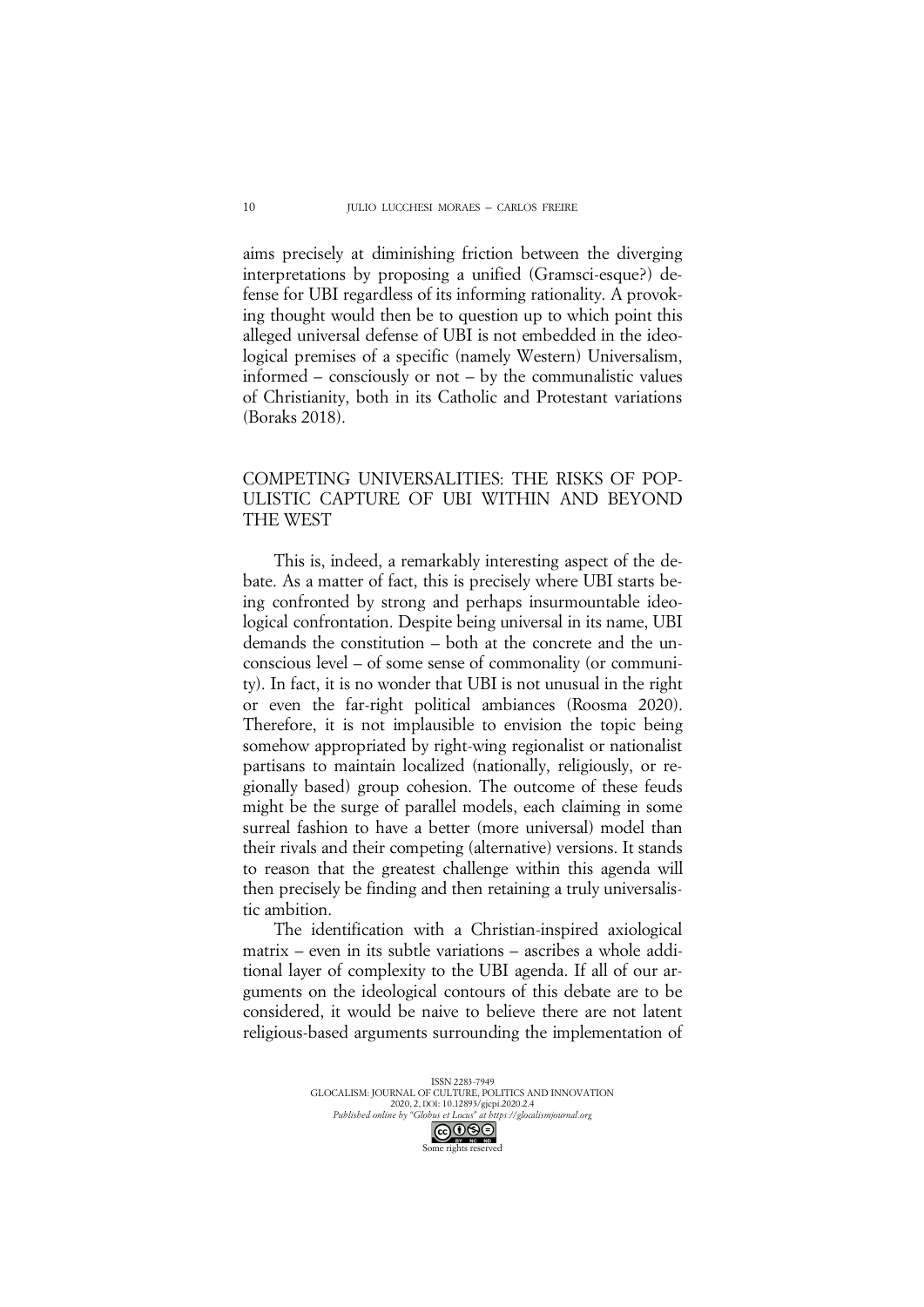aims precisely at diminishing friction between the diverging interpretations by proposing a unified (Gramsci-esque?) defense for UBI regardless of its informing rationality. A provoking thought would then be to question up to which point this alleged universal defense of UBI is not embedded in the ideological premises of a specific (namely Western) Universalism, informed – consciously or not – by the communalistic values of Christianity, both in its Catholic and Protestant variations (Boraks 2018).

## COMPETING UNIVERSALITIES: THE RISKS OF POPULISTIC CAPTURE OF UBI WITHIN AND BEYOND THE WEST

This is, indeed, a remarkably interesting aspect of the debate. As a matter of fact, this is precisely where UBI starts being confronted by strong and perhaps insurmountable ideological confrontation. Despite being universal in its name, UBI demands the constitution – both at the concrete and the unconscious level – of some sense of commonality (or community). In fact, it is no wonder that UBI is not unusual in the right or even the far-right political ambiances (Roosma 2020). Therefore, it is not implausible to envision the topic being somehow appropriated by right-wing regionalist or nationalist partisans to maintain localized (nationally, religiously, or regionally based) group cohesion. The outcome of these feuds might be the surge of parallel models, each claiming in some surreal fashion to have a better (more universal) model than their rivals and their competing (alternative) versions. It stands to reason that the greatest challenge within this agenda will then precisely be finding and then retaining a truly universalistic ambition.

The identification with a Christian-inspired axiological matrix – even in its subtle variations – ascribes a whole additional layer of complexity to the UBI agenda. If all of our arguments on the ideological contours of this debate are to be considered, it would be naive to believe there are not latent religious-based arguments surrounding the implementation of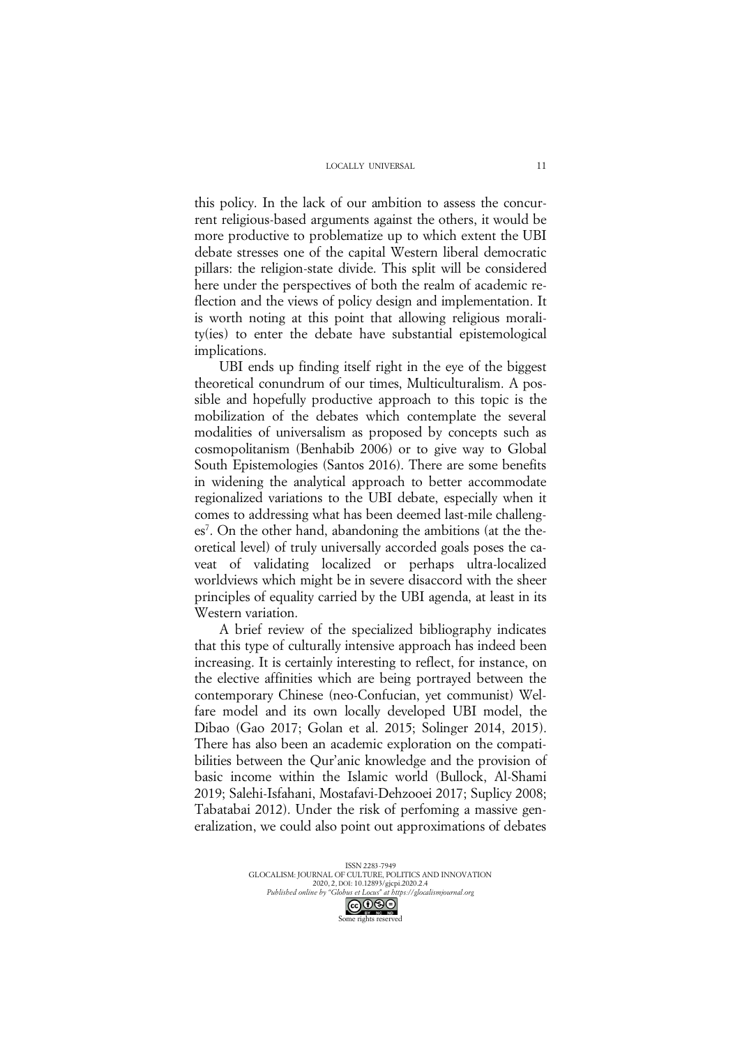this policy. In the lack of our ambition to assess the concurrent religious-based arguments against the others, it would be more productive to problematize up to which extent the UBI debate stresses one of the capital Western liberal democratic pillars: the religion-state divide. This split will be considered here under the perspectives of both the realm of academic reflection and the views of policy design and implementation. It is worth noting at this point that allowing religious morality(ies) to enter the debate have substantial epistemological implications.

UBI ends up finding itself right in the eye of the biggest theoretical conundrum of our times, Multiculturalism. A possible and hopefully productive approach to this topic is the mobilization of the debates which contemplate the several modalities of universalism as proposed by concepts such as cosmopolitanism (Benhabib 2006) or to give way to Global South Epistemologies (Santos 2016). There are some benefits in widening the analytical approach to better accommodate regionalized variations to the UBI debate, especially when it comes to addressing what has been deemed last-mile challenges[7]. On the other hand, abandoning the ambitions (at the theoretical level) of truly universally accorded goals poses the caveat of validating localized or perhaps ultra-localized worldviews which might be in severe disaccord with the sheer principles of equality carried by the UBI agenda, at least in its Western variation.

A brief review of the specialized bibliography indicates that this type of culturally intensive approach has indeed been increasing. It is certainly interesting to reflect, for instance, on the elective affinities which are being portrayed between the contemporary Chinese (neo-Confucian, yet communist) Welfare model and its own locally developed UBI model, the Dibao (Gao 2017; Golan et al. 2015; Solinger 2014, 2015). There has also been an academic exploration on the compatibilities between the Qur'anic knowledge and the provision of basic income within the Islamic world (Bullock, Al-Shami 2019; Salehi-Isfahani, Mostafavi-Dehzooei 2017; Suplicy 2008; Tabatabai 2012). Under the risk of perfoming a massive generalization, we could also point out approximations of debates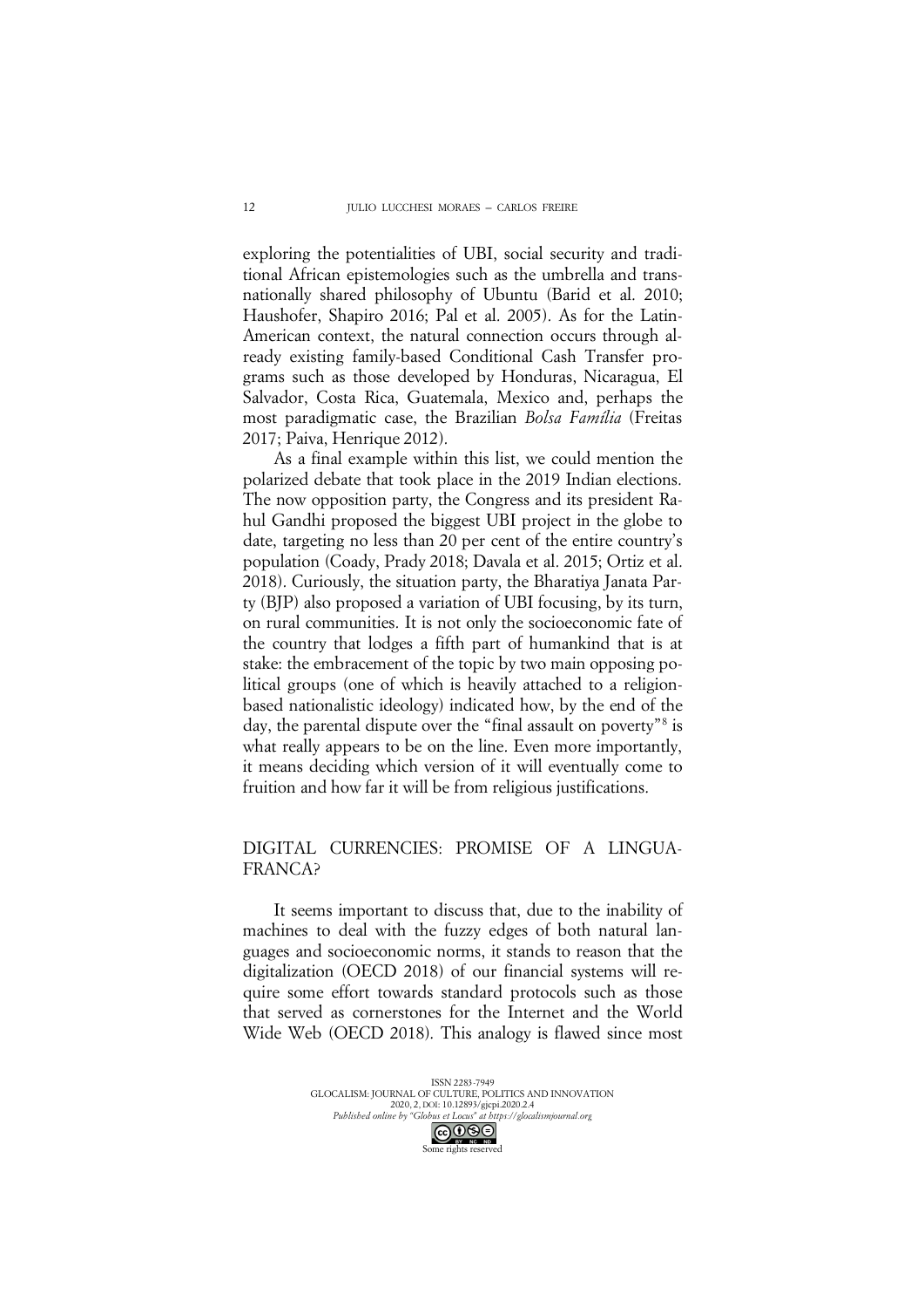exploring the potentialities of UBI, social security and traditional African epistemologies such as the umbrella and transnationally shared philosophy of Ubuntu (Barid et al. 2010; Haushofer, Shapiro 2016; Pal et al. 2005). As for the Latin-American context, the natural connection occurs through already existing family-based Conditional Cash Transfer programs such as those developed by Honduras, Nicaragua, El Salvador, Costa Rica, Guatemala, Mexico and, perhaps the most paradigmatic case, the Brazilian *Bolsa Família* (Freitas 2017; Paiva, Henrique 2012).

As a final example within this list, we could mention the polarized debate that took place in the 2019 Indian elections. The now opposition party, the Congress and its president Rahul Gandhi proposed the biggest UBI project in the globe to date, targeting no less than 20 per cent of the entire country's population (Coady, Prady 2018; Davala et al. 2015; Ortiz et al. 2018). Curiously, the situation party, the Bharatiya Janata Party (BJP) also proposed a variation of UBI focusing, by its turn, on rural communities. It is not only the socioeconomic fate of the country that lodges a fifth part of humankind that is at stake: the embracement of the topic by two main opposing political groups (one of which is heavily attached to a religion-based nationalistic ideology) indicated how, by the end of the day, the parental dispute over the "final assault on poverty"[8] is what really appears to be on the line. Even more importantly, it means deciding which version of it will eventually come to fruition and how far it will be from religious justifications.

## DIGITAL CURRENCIES: PROMISE OF A LINGUA-FRANCA?

It seems important to discuss that, due to the inability of machines to deal with the fuzzy edges of both natural languages and socioeconomic norms, it stands to reason that the digitalization (OECD 2018) of our financial systems will require some effort towards standard protocols such as those that served as cornerstones for the Internet and the World Wide Web (OECD 2018). This analogy is flawed since most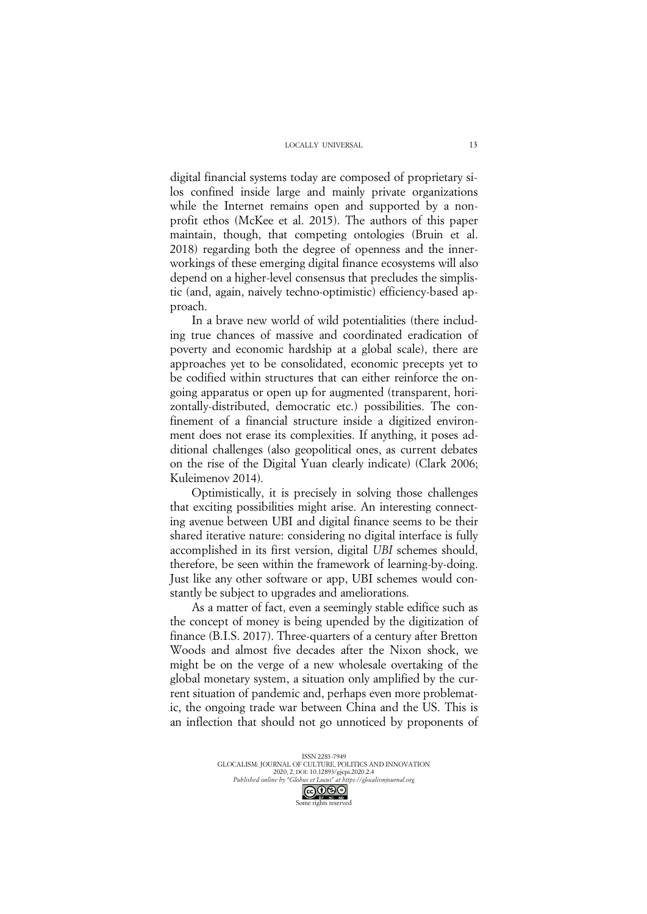digital financial systems today are composed of proprietary silos confined inside large and mainly private organizations while the Internet remains open and supported by a nonprofit ethos (McKee et al. 2015). The authors of this paper maintain, though, that competing ontologies (Bruin et al. 2018) regarding both the degree of openness and the inner-workings of these emerging digital finance ecosystems will also depend on a higher-level consensus that precludes the simplistic (and, again, naively techno-optimistic) efficiency-based approach.

In a brave new world of wild potentialities (there including true chances of massive and coordinated eradication of poverty and economic hardship at a global scale), there are approaches yet to be consolidated, economic precepts yet to be codified within structures that can either reinforce the ongoing apparatus or open up for augmented (transparent, horizontally-distributed, democratic etc.) possibilities. The confinement of a financial structure inside a digitized environment does not erase its complexities. If anything, it poses additional challenges (also geopolitical ones, as current debates on the rise of the Digital Yuan clearly indicate) (Clark 2006; Kuleimenov 2014).

Optimistically, it is precisely in solving those challenges that exciting possibilities might arise. An interesting connecting avenue between UBI and digital finance seems to be their shared iterative nature: considering no digital interface is fully accomplished in its first version, digital *UBI* schemes should, therefore, be seen within the framework of learning-by-doing. Just like any other software or app, UBI schemes would constantly be subject to upgrades and ameliorations.

As a matter of fact, even a seemingly stable edifice such as the concept of money is being upended by the digitization of finance (B.I.S. 2017). Three-quarters of a century after Bretton Woods and almost five decades after the Nixon shock, we might be on the verge of a new wholesale overtaking of the global monetary system, a situation only amplified by the current situation of pandemic and, perhaps even more problematic, the ongoing trade war between China and the US. This is an inflection that should not go unnoticed by proponents of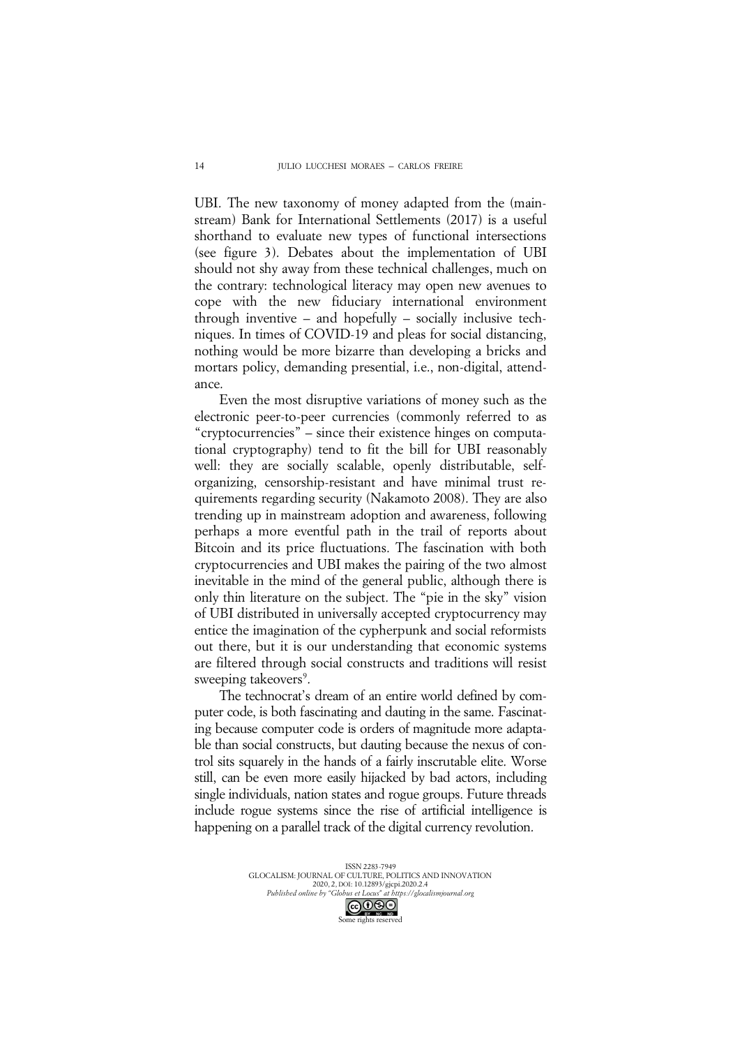UBI. The new taxonomy of money adapted from the (mainstream) Bank for International Settlements (2017) is a useful shorthand to evaluate new types of functional intersections (see figure 3). Debates about the implementation of UBI should not shy away from these technical challenges, much on the contrary: technological literacy may open new avenues to cope with the new fiduciary international environment through inventive – and hopefully – socially inclusive techniques. In times of COVID-19 and pleas for social distancing, nothing would be more bizarre than developing a bricks and mortars policy, demanding presential, i.e., non-digital, attendance.

Even the most disruptive variations of money such as the electronic peer-to-peer currencies (commonly referred to as "cryptocurrencies" – since their existence hinges on computational cryptography) tend to fit the bill for UBI reasonably well: they are socially scalable, openly distributable, self-organizing, censorship-resistant and have minimal trust requirements regarding security (Nakamoto 2008). They are also trending up in mainstream adoption and awareness, following perhaps a more eventful path in the trail of reports about Bitcoin and its price fluctuations. The fascination with both cryptocurrencies and UBI makes the pairing of the two almost inevitable in the mind of the general public, although there is only thin literature on the subject. The "pie in the sky" vision of UBI distributed in universally accepted cryptocurrency may entice the imagination of the cypherpunk and social reformists out there, but it is our understanding that economic systems are filtered through social constructs and traditions will resist sweeping takeovers[9].

The technocrat's dream of an entire world defined by computer code, is both fascinating and dauting in the same. Fascinating because computer code is orders of magnitude more adaptable than social constructs, but dauting because the nexus of control sits squarely in the hands of a fairly inscrutable elite. Worse still, can be even more easily hijacked by bad actors, including single individuals, nation states and rogue groups. Future threads include rogue systems since the rise of artificial intelligence is happening on a parallel track of the digital currency revolution.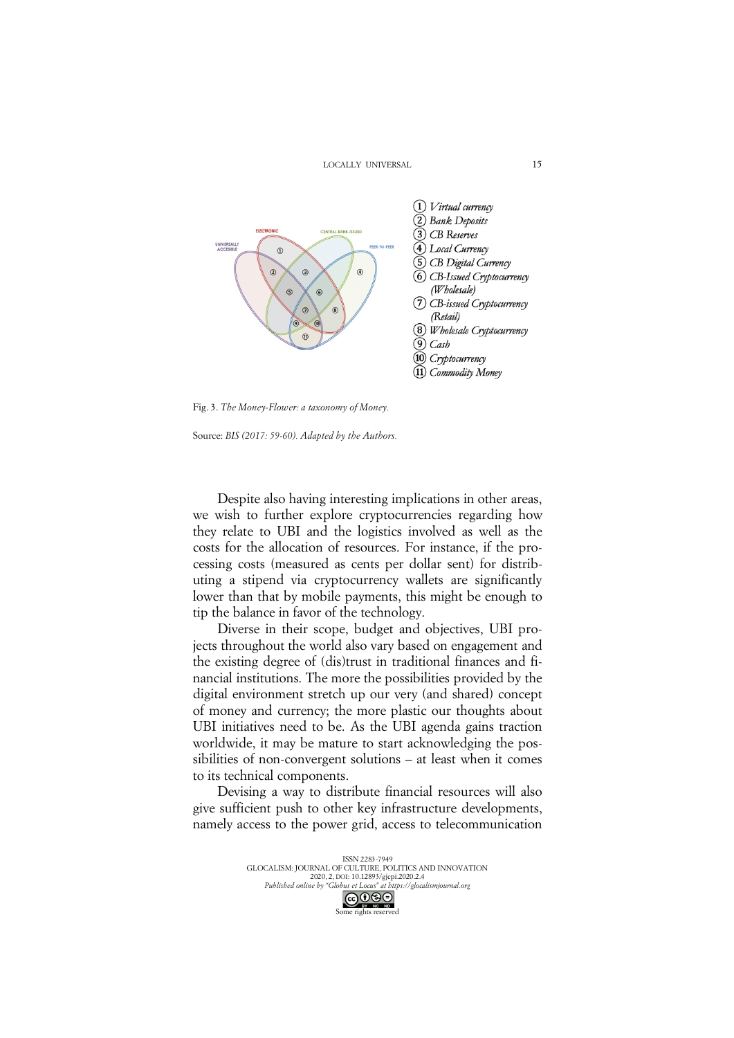1. *Virtual currency*
2. *Bank Deposits*
3. *CB Reserves*
4. *Local Currency*
5. *CB Digital Currency*
6. *CB-Issued Cryptocurrency (Wholesale)*
7. *CB-issued Cryptocurrency (Retail)*
8. *Wholesale Cryptocurrency*
9. *Cash*
10. *Cryptocurrency*
11. *Commodity Money*

Fig. 3. *The Money-Flower: a taxonomy of Money.*

Source: *BIS (2017: 59-60). Adapted by the Authors.*

Despite also having interesting implications in other areas, we wish to further explore cryptocurrencies regarding how they relate to UBI and the logistics involved as well as the costs for the allocation of resources. For instance, if the processing costs (measured as cents per dollar sent) for distributing a stipend via cryptocurrency wallets are significantly lower than that by mobile payments, this might be enough to tip the balance in favor of the technology.

Diverse in their scope, budget and objectives, UBI projects throughout the world also vary based on engagement and the existing degree of (dis)trust in traditional finances and financial institutions. The more the possibilities provided by the digital environment stretch up our very (and shared) concept of money and currency; the more plastic our thoughts about UBI initiatives need to be. As the UBI agenda gains traction worldwide, it may be mature to start acknowledging the possibilities of non-convergent solutions – at least when it comes to its technical components.

Devising a way to distribute financial resources will also give sufficient push to other key infrastructure developments, namely access to the power grid, access to telecommunication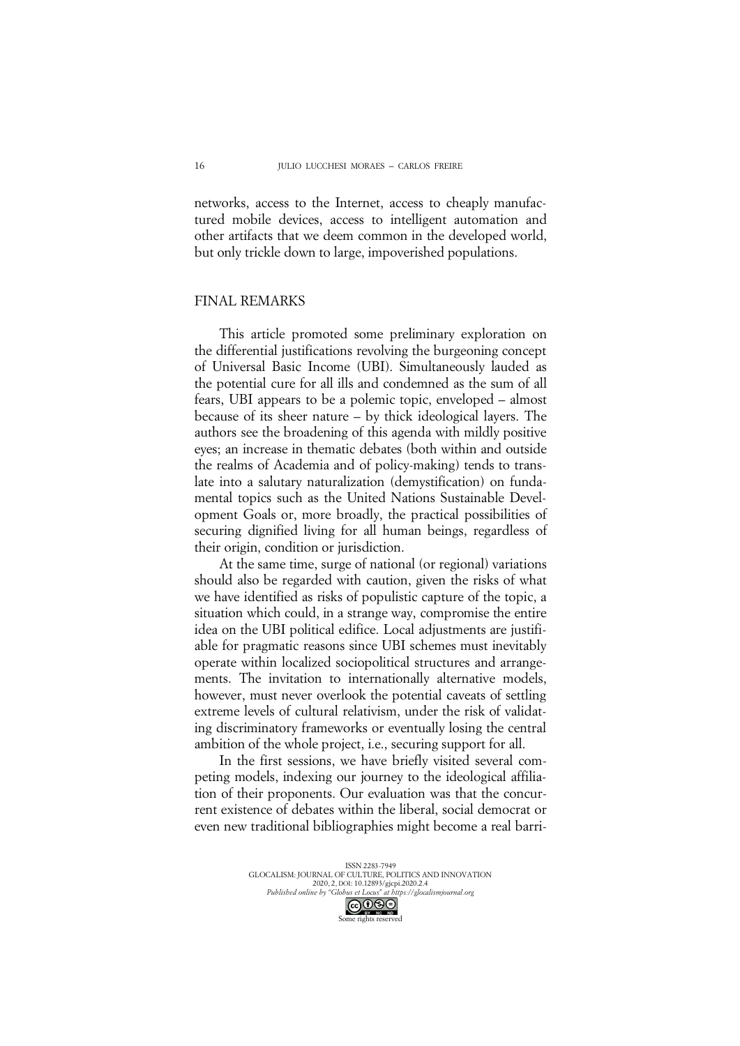networks, access to the Internet, access to cheaply manufactured mobile devices, access to intelligent automation and other artifacts that we deem common in the developed world, but only trickle down to large, impoverished populations.

## FINAL REMARKS

This article promoted some preliminary exploration on the differential justifications revolving the burgeoning concept of Universal Basic Income (UBI). Simultaneously lauded as the potential cure for all ills and condemned as the sum of all fears, UBI appears to be a polemic topic, enveloped – almost because of its sheer nature – by thick ideological layers. The authors see the broadening of this agenda with mildly positive eyes; an increase in thematic debates (both within and outside the realms of Academia and of policy-making) tends to translate into a salutary naturalization (demystification) on fundamental topics such as the United Nations Sustainable Development Goals or, more broadly, the practical possibilities of securing dignified living for all human beings, regardless of their origin, condition or jurisdiction.

At the same time, surge of national (or regional) variations should also be regarded with caution, given the risks of what we have identified as risks of populistic capture of the topic, a situation which could, in a strange way, compromise the entire idea on the UBI political edifice. Local adjustments are justifiable for pragmatic reasons since UBI schemes must inevitably operate within localized sociopolitical structures and arrangements. The invitation to internationally alternative models, however, must never overlook the potential caveats of settling extreme levels of cultural relativism, under the risk of validating discriminatory frameworks or eventually losing the central ambition of the whole project, i.e., securing support for all.

In the first sessions, we have briefly visited several competing models, indexing our journey to the ideological affiliation of their proponents. Our evaluation was that the concurrent existence of debates within the liberal, social democrat or even new traditional bibliographies might become a real barri-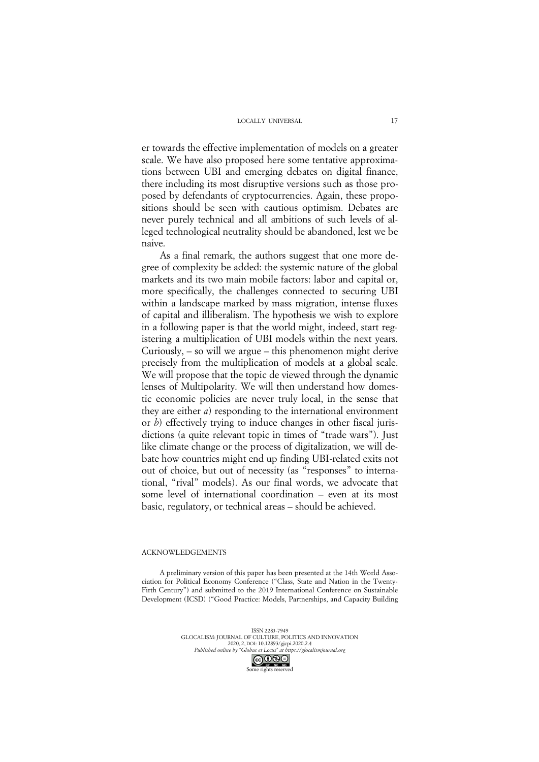er towards the effective implementation of models on a greater scale. We have also proposed here some tentative approximations between UBI and emerging debates on digital finance, there including its most disruptive versions such as those proposed by defendants of cryptocurrencies. Again, these propositions should be seen with cautious optimism. Debates are never purely technical and all ambitions of such levels of alleged technological neutrality should be abandoned, lest we be naive.

As a final remark, the authors suggest that one more degree of complexity be added: the systemic nature of the global markets and its two main mobile factors: labor and capital or, more specifically, the challenges connected to securing UBI within a landscape marked by mass migration, intense fluxes of capital and illiberalism. The hypothesis we wish to explore in a following paper is that the world might, indeed, start registering a multiplication of UBI models within the next years. Curiously, – so will we argue – this phenomenon might derive precisely from the multiplication of models at a global scale. We will propose that the topic de viewed through the dynamic lenses of Multipolarity. We will then understand how domestic economic policies are never truly local, in the sense that they are either *a*) responding to the international environment or *b*) effectively trying to induce changes in other fiscal jurisdictions (a quite relevant topic in times of "trade wars"). Just like climate change or the process of digitalization, we will debate how countries might end up finding UBI-related exits not out of choice, but out of necessity (as "responses" to international, "rival" models). As our final words, we advocate that some level of international coordination – even at its most basic, regulatory, or technical areas – should be achieved.

## ACKNOWLEDGEMENTS

A preliminary version of this paper has been presented at the 14th World Association for Political Economy Conference ("Class, State and Nation in the Twenty-Firth Century") and submitted to the 2019 International Conference on Sustainable Development (ICSD) ("Good Practice: Models, Partnerships, and Capacity Building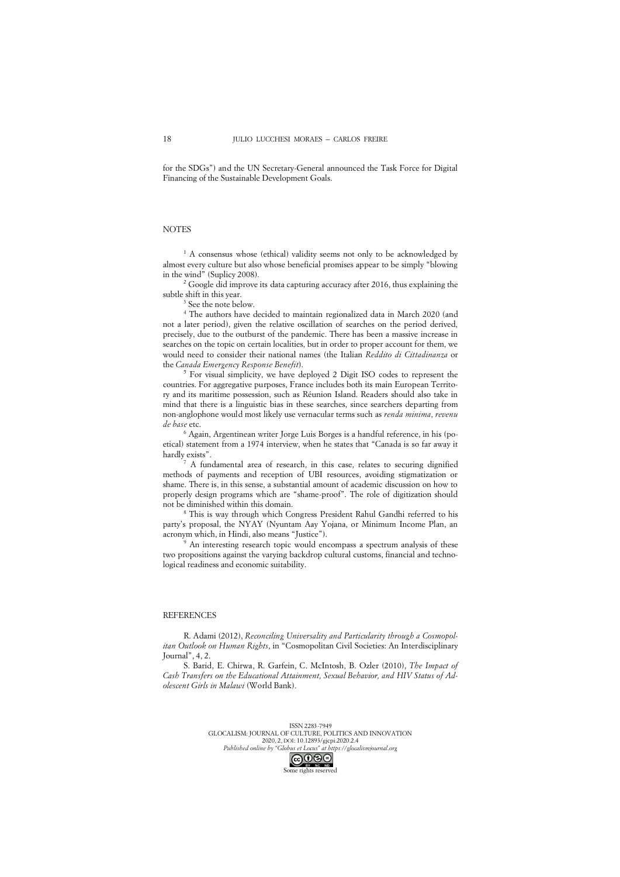for the SDGs") and the UN Secretary-General announced the Task Force for Digital Financing of the Sustainable Development Goals.

## NOTES

[1] A consensus whose (ethical) validity seems not only to be acknowledged by almost every culture but also whose beneficial promises appear to be simply "blowing in the wind" (Suplicy 2008).

[2] Google did improve its data capturing accuracy after 2016, thus explaining the subtle shift in this year.

[3] See the note below.

[4] The authors have decided to maintain regionalized data in March 2020 (and not a later period), given the relative oscillation of searches on the period derived, precisely, due to the outburst of the pandemic. There has been a massive increase in searches on the topic on certain localities, but in order to proper account for them, we would need to consider their national names (the Italian *Reddito di Cittadinanza* or the *Canada Emergency Response Benefit*).

[5] For visual simplicity, we have deployed 2 Digit ISO codes to represent the countries. For aggregative purposes, France includes both its main European Territory and its maritime possession, such as Réunion Island. Readers should also take in mind that there is a linguistic bias in these searches, since searchers departing from non-anglophone would most likely use vernacular terms such as *renda minima*, *revenu de base* etc.

[6] Again, Argentinean writer Jorge Luis Borges is a handful reference, in his (poetical) statement from a 1974 interview, when he states that "Canada is so far away it hardly exists".

[7] A fundamental area of research, in this case, relates to securing dignified methods of payments and reception of UBI resources, avoiding stigmatization or shame. There is, in this sense, a substantial amount of academic discussion on how to properly design programs which are "shame-proof". The role of digitization should not be diminished within this domain.

[8] This is way through which Congress President Rahul Gandhi referred to his party's proposal, the NYAY (Nyuntam Aay Yojana, or Minimum Income Plan, an acronym which, in Hindi, also means "Justice").

[9] An interesting research topic would encompass a spectrum analysis of these two propositions against the varying backdrop cultural customs, financial and technological readiness and economic suitability.

## REFERENCES

R. Adami (2012), *Reconciling Universality and Particularity through a Cosmopolitan Outlook on Human Rights*, in "Cosmopolitan Civil Societies: An Interdisciplinary Journal", 4, 2.

S. Barid, E. Chirwa, R. Garfein, C. McIntosh, B. Ozler (2010), *The Impact of Cash Transfers on the Educational Attainment, Sexual Behavior, and HIV Status of Adolescent Girls in Malawi* (World Bank).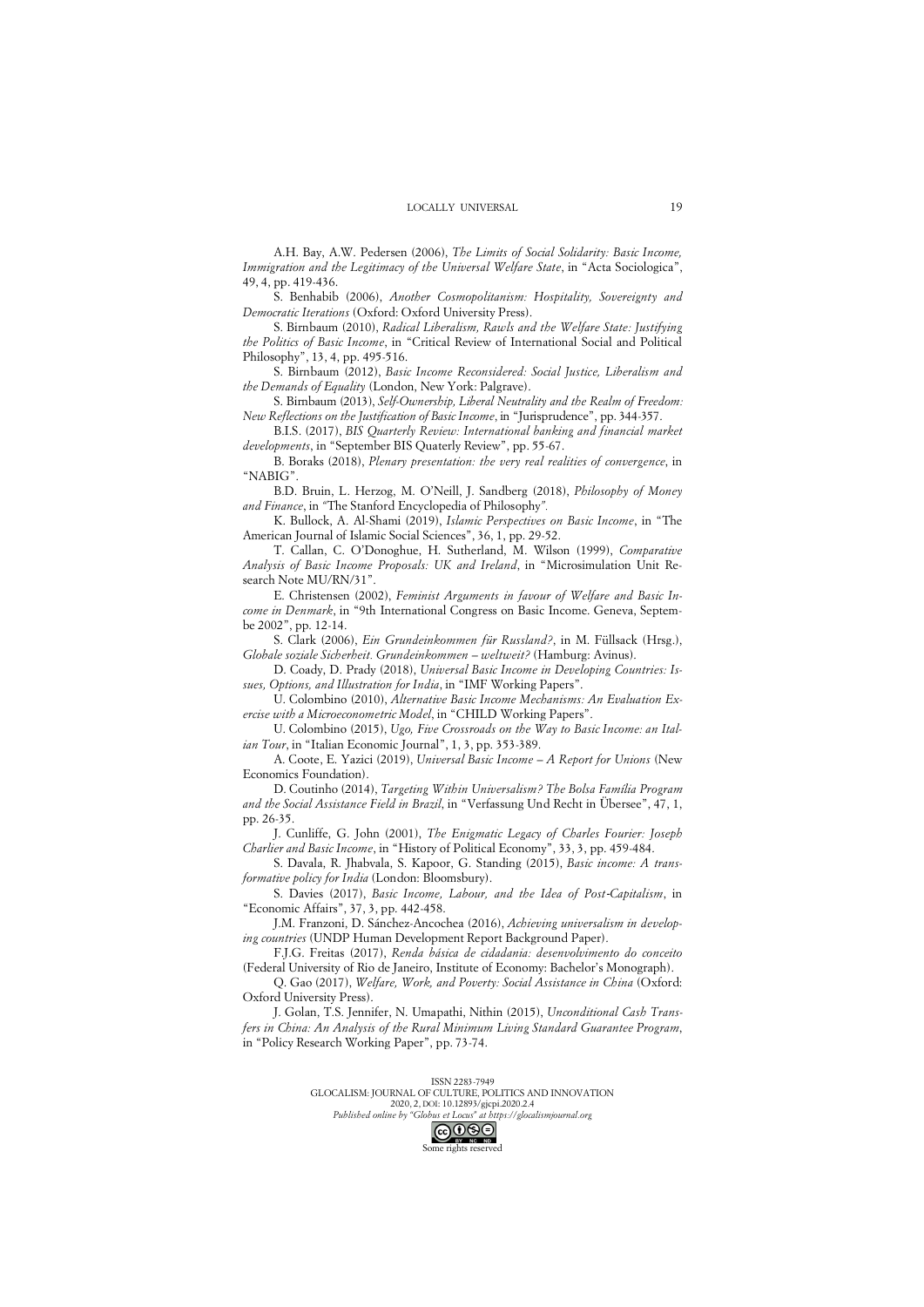A.H. Bay, A.W. Pedersen (2006), *The Limits of Social Solidarity: Basic Income, Immigration and the Legitimacy of the Universal Welfare State*, in "Acta Sociologica", 49, 4, pp. 419-436.

S. Benhabib (2006), *Another Cosmopolitanism: Hospitality, Sovereignty and Democratic Iterations* (Oxford: Oxford University Press).

S. Birnbaum (2010), *Radical Liberalism, Rawls and the Welfare State: Justifying the Politics of Basic Income*, in "Critical Review of International Social and Political Philosophy", 13, 4, pp. 495-516.

S. Birnbaum (2012), *Basic Income Reconsidered: Social Justice, Liberalism and the Demands of Equality* (London, New York: Palgrave).

S. Birnbaum (2013), *Self-Ownership, Liberal Neutrality and the Realm of Freedom: New Reflections on the Justification of Basic Income*, in "Jurisprudence", pp. 344-357.

B.I.S. (2017), *BIS Quarterly Review: International banking and financial market developments*, in "September BIS Quaterly Review", pp. 55-67.

B. Boraks (2018), *Plenary presentation: the very real realities of convergence*, in "NABIG".

B.D. Bruin, L. Herzog, M. O'Neill, J. Sandberg (2018), *Philosophy of Money and Finance*, in "The Stanford Encyclopedia of Philosophy".

K. Bullock, A. Al-Shami (2019), *Islamic Perspectives on Basic Income*, in "The American Journal of Islamic Social Sciences", 36, 1, pp. 29-52.

T. Callan, C. O'Donoghue, H. Sutherland, M. Wilson (1999), *Comparative Analysis of Basic Income Proposals: UK and Ireland*, in "Microsimulation Unit Research Note MU/RN/31".

E. Christensen (2002), *Feminist Arguments in favour of Welfare and Basic Income in Denmark*, in "9th International Congress on Basic Income. Geneva, Septembe 2002", pp. 12-14.

S. Clark (2006), *Ein Grundeinkommen für Russland?*, in M. Füllsack (Hrsg.), *Globale soziale Sicherheit. Grundeinkommen – weltweit?* (Hamburg: Avinus).

D. Coady, D. Prady (2018), *Universal Basic Income in Developing Countries: Issues, Options, and Illustration for India*, in "IMF Working Papers".

U. Colombino (2010), *Alternative Basic Income Mechanisms: An Evaluation Exercise with a Microeconometric Model*, in "CHILD Working Papers".

U. Colombino (2015), *Ugo, Five Crossroads on the Way to Basic Income: an Italian Tour*, in "Italian Economic Journal", 1, 3, pp. 353-389.

A. Coote, E. Yazici (2019), *Universal Basic Income – A Report for Unions* (New Economics Foundation).

D. Coutinho (2014), *Targeting Within Universalism? The Bolsa Família Program and the Social Assistance Field in Brazil*, in "Verfassung Und Recht in Übersee", 47, 1, pp. 26-35.

J. Cunliffe, G. John (2001), *The Enigmatic Legacy of Charles Fourier: Joseph Charlier and Basic Income*, in "History of Political Economy", 33, 3, pp. 459-484.

S. Davala, R. Jhabvala, S. Kapoor, G. Standing (2015), *Basic income: A transformative policy for India* (London: Bloomsbury).

S. Davies (2017), *Basic Income, Labour, and the Idea of Post-Capitalism*, in "Economic Affairs", 37, 3, pp. 442-458.

J.M. Franzoni, D. Sánchez-Ancochea (2016), *Achieving universalism in developing countries* (UNDP Human Development Report Background Paper).

F.J.G. Freitas (2017), *Renda básica de cidadania: desenvolvimento do conceito* (Federal University of Rio de Janeiro, Institute of Economy: Bachelor's Monograph).

Q. Gao (2017), *Welfare, Work, and Poverty: Social Assistance in China* (Oxford: Oxford University Press).

J. Golan, T.S. Jennifer, N. Umapathi, Nithin (2015), *Unconditional Cash Transfers in China: An Analysis of the Rural Minimum Living Standard Guarantee Program*, in "Policy Research Working Paper", pp. 73-74.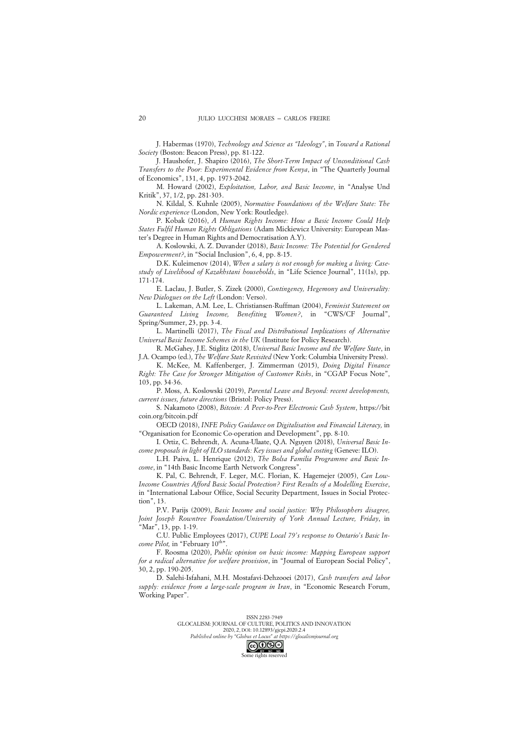J. Habermas (1970), *Technology and Science as "Ideology"*, in *Toward a Rational Society* (Boston: Beacon Press), pp. 81-122.

J. Haushofer, J. Shapiro (2016), *The Short-Term Impact of Unconditional Cash Transfers to the Poor: Experimental Evidence from Kenya*, in "The Quarterly Journal of Economics", 131, 4, pp. 1973-2042.

M. Howard (2002), *Exploitation, Labor, and Basic Income*, in "Analyse Und Kritik", 37, 1/2, pp. 281-303.

N. Kildal, S. Kuhnle (2005), *Normative Foundations of the Welfare State: The Nordic experience* (London, New York: Routledge).

P. Kobak (2016), *A Human Rights Income: How a Basic Income Could Help States Fulfil Human Rights Obligations* (Adam Mickiewicz University: European Master's Degree in Human Rights and Democratisation A.Y).

A. Koslowski, A. Z. Duvander (2018), *Basic Income: The Potential for Gendered Empowerment?*, in "Social Inclusion", 6, 4, pp. 8-15.

D.K. Kuleimenov (2014), *When a salary is not enough for making a living: Case-study of Livelihood of Kazakhstani households*, in "Life Science Journal", 11(1s), pp. 171-174.

E. Laclau, J. Butler, S. Zizek (2000), *Contingency, Hegemony and Universality: New Dialogues on the Left* (London: Verso).

L. Lakeman, A.M. Lee, L. Christiansen-Ruffman (2004), *Feminist Statement on Guaranteed Living Income, Benefiting Women?*, in "CWS/CF Journal", Spring/Summer, 23, pp. 3-4.

L. Martinelli (2017), *The Fiscal and Distributional Implications of Alternative Universal Basic Income Schemes in the UK* (Institute for Policy Research).

R. McGahey, J.E. Stiglitz (2018), *Universal Basic Income and the Welfare State*, in J.A. Ocampo (ed.), *The Welfare State Revisited* (New York: Columbia University Press).

K. McKee, M. Kaffenberger, J. Zimmerman (2015), *Doing Digital Finance Right: The Case for Stronger Mitigation of Customer Risks*, in "CGAP Focus Note", 103, pp. 34-36.

P. Moss, A. Koslowski (2019), *Parental Leave and Beyond: recent developments, current issues, future directions* (Bristol: Policy Press).

S. Nakamoto (2008), *Bitcoin: A Peer-to-Peer Electronic Cash System*, https://bitcoin.org/bitcoin.pdf

OECD (2018), *INFE Policy Guidance on Digitalisation and Financial Literacy,* in "Organisation for Economic Co-operation and Development", pp. 8-10.

I. Ortiz, C. Behrendt, A. Acuna-Ulaate, Q.A. Nguyen (2018), *Universal Basic Income proposals in light of ILO standards: Key issues and global costing* (Geneve: ILO).

L.H. Paiva, L. Henrique (2012), *The Bolsa Familia Programme and Basic Income*, in "14th Basic Income Earth Network Congress".

K. Pal, C. Behrendt, F. Leger, M.C. Florian, K. Hagemejer (2005), *Can Low-Income Countries Afford Basic Social Protection? First Results of a Modelling Exercise*, in "International Labour Office, Social Security Department, Issues in Social Protection", 13.

P.V. Parijs (2009), *Basic Income and social justice: Why Philosophers disagree, Joint Joseph Rowntree Foundation/University of York Annual Lecture, Friday*, in "Mar", 13, pp. 1-19.

C.U. Public Employees (2017), *CUPE Local 79's response to Ontario's Basic Income Pilot,* in "February 10th".

F. Roosma (2020), *Public opinion on basic income: Mapping European support for a radical alternative for welfare provision*, in "Journal of European Social Policy", 30, 2, pp. 190-205.

D. Salehi-Isfahani, M.H. Mostafavi-Dehzooei (2017), *Cash transfers and labor supply: evidence from a large-scale program in Iran*, in "Economic Research Forum, Working Paper".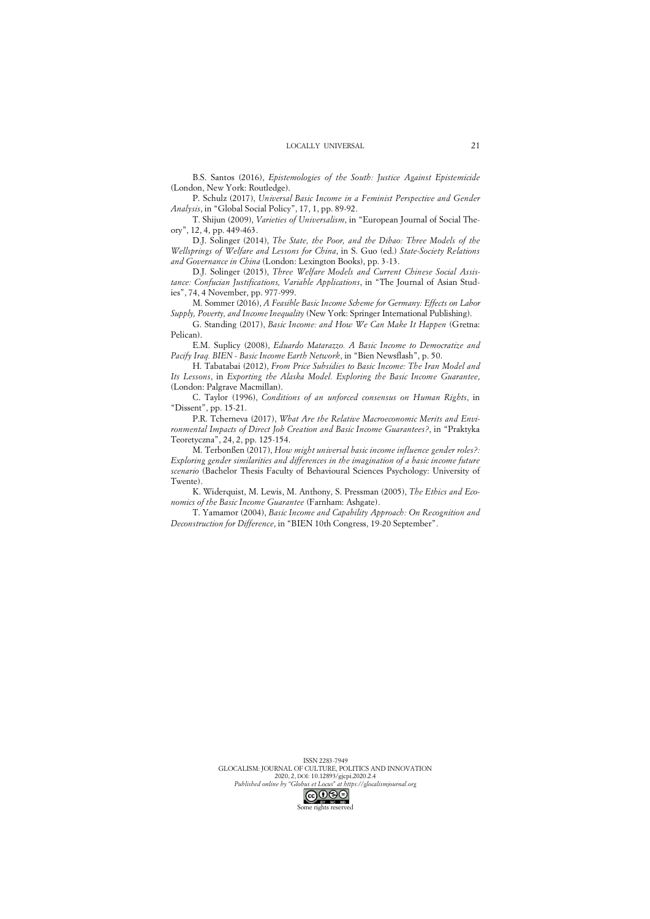B.S. Santos (2016), *Epistemologies of the South: Justice Against Epistemicide* (London, New York: Routledge).

P. Schulz (2017), *Universal Basic Income in a Feminist Perspective and Gender Analysis*, in "Global Social Policy", 17, 1, pp. 89-92.

T. Shijun (2009), *Varieties of Universalism*, in "European Journal of Social Theory", 12, 4, pp. 449-463.

D.J. Solinger (2014), *The State, the Poor, and the Dibao: Three Models of the Wellsprings of Welfare and Lessons for China*, in S. Guo (ed.) *State-Society Relations and Governance in China* (London: Lexington Books), pp. 3-13.

D.J. Solinger (2015), *Three Welfare Models and Current Chinese Social Assistance: Confucian Justifications, Variable Applications*, in "The Journal of Asian Studies", 74, 4 November, pp. 977-999.

M. Sommer (2016), *A Feasible Basic Income Scheme for Germany: Effects on Labor Supply, Poverty, and Income Inequality* (New York: Springer International Publishing).

G. Standing (2017), *Basic Income: and How We Can Make It Happen* (Gretna: Pelican).

E.M. Suplicy (2008), *Eduardo Matarazzo. A Basic Income to Democratize and Pacify Iraq. BIEN - Basic Income Earth Network*, in "Bien Newsflash", p. 50.

H. Tabatabai (2012), *From Price Subsidies to Basic Income: The Iran Model and Its Lessons*, in *Exporting the Alaska Model. Exploring the Basic Income Guarantee*, (London: Palgrave Macmillan).

C. Taylor (1996), *Conditions of an unforced consensus on Human Rights*, in "Dissent", pp. 15-21.

P.R. Tcherneva (2017), *What Are the Relative Macroeconomic Merits and Environmental Impacts of Direct Job Creation and Basic Income Guarantees?*, in "Praktyka Teoretyczna", 24, 2, pp. 125-154.

M. Terbonßen (2017), *How might universal basic income influence gender roles?: Exploring gender similarities and differences in the imagination of a basic income future scenario* (Bachelor Thesis Faculty of Behavioural Sciences Psychology: University of Twente).

K. Widerquist, M. Lewis, M. Anthony, S. Pressman (2005), *The Ethics and Economics of the Basic Income Guarantee* (Farnham: Ashgate).

T. Yamamor (2004), *Basic Income and Capability Approach: On Recognition and Deconstruction for Difference*, in "BIEN 10th Congress, 19-20 September".